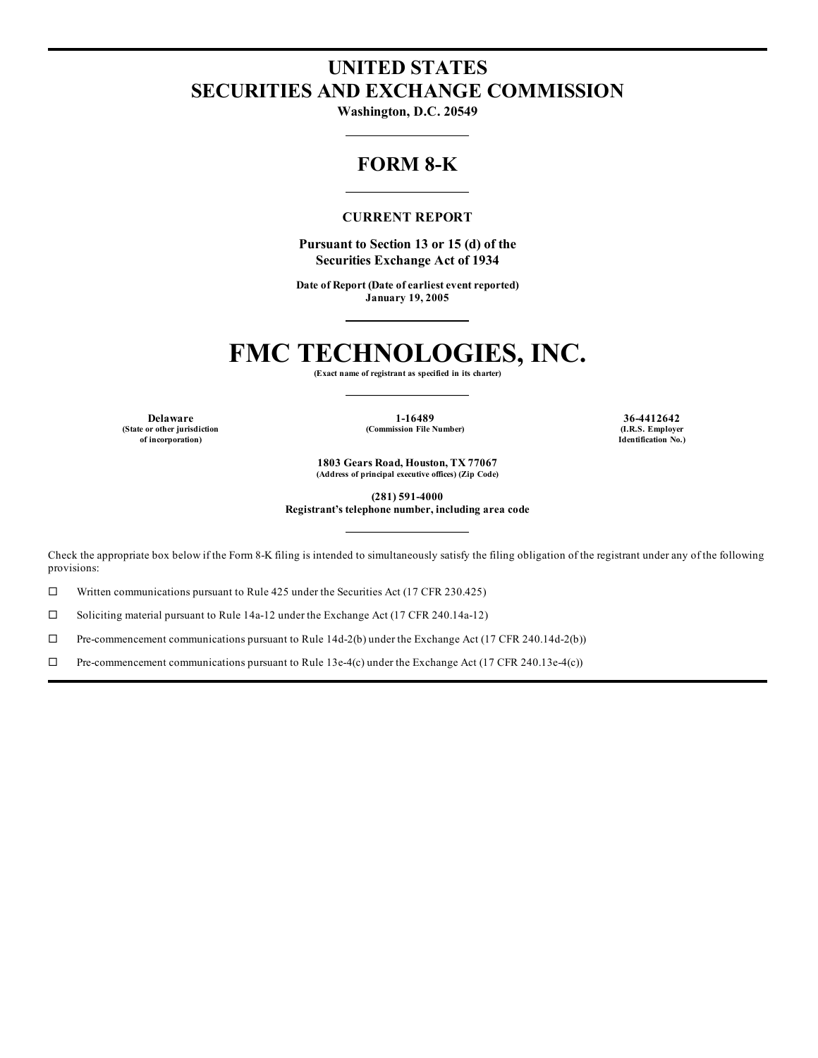# UNITED STATES
# SECURITIES AND EXCHANGE COMMISSION

**Washington, D.C. 20549**

---

## FORM 8-K

---

**CURRENT REPORT**

**Pursuant to Section 13 or 15 (d) of the Securities Exchange Act of 1934**

**Date of Report (Date of earliest event reported)**
**January 19, 2005**

---

# FMC TECHNOLOGIES, INC.

**(Exact name of registrant as specified in its charter)**

---

| **Delaware** | **1-16489** | **36-4412642** |
|---|---|---|
| **(State or other jurisdiction of incorporation)** | **(Commission File Number)** | **(I.R.S. Employer Identification No.)** |

**1803 Gears Road, Houston, TX 77067**
**(Address of principal executive offices) (Zip Code)**

**(281) 591-4000**
**Registrant's telephone number, including area code**

---

Check the appropriate box below if the Form 8-K filing is intended to simultaneously satisfy the filing obligation of the registrant under any of the following provisions:

☐ Written communications pursuant to Rule 425 under the Securities Act (17 CFR 230.425)

☐ Soliciting material pursuant to Rule 14a-12 under the Exchange Act (17 CFR 240.14a-12)

☐ Pre-commencement communications pursuant to Rule 14d-2(b) under the Exchange Act (17 CFR 240.14d-2(b))

☐ Pre-commencement communications pursuant to Rule 13e-4(c) under the Exchange Act (17 CFR 240.13e-4(c))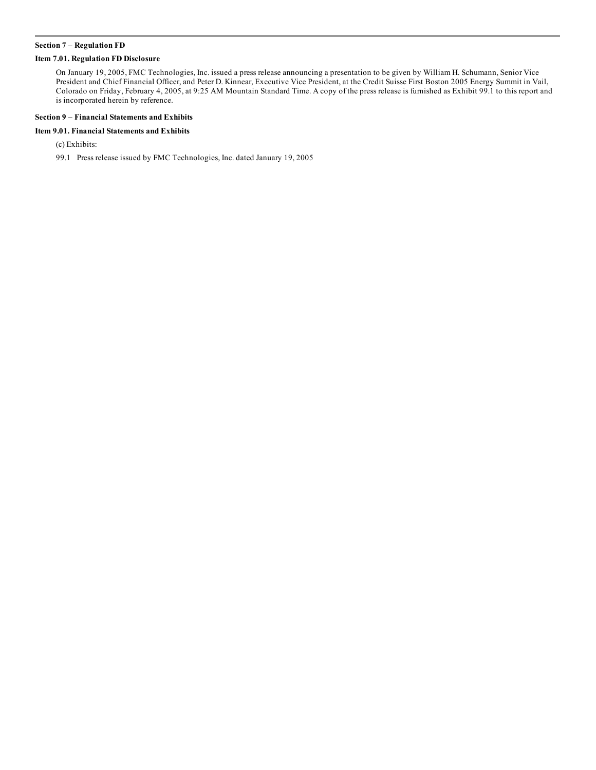**Section 7 – Regulation FD**

**Item 7.01. Regulation FD Disclosure**

On January 19, 2005, FMC Technologies, Inc. issued a press release announcing a presentation to be given by William H. Schumann, Senior Vice President and Chief Financial Officer, and Peter D. Kinnear, Executive Vice President, at the Credit Suisse First Boston 2005 Energy Summit in Vail, Colorado on Friday, February 4, 2005, at 9:25 AM Mountain Standard Time. A copy of the press release is furnished as Exhibit 99.1 to this report and is incorporated herein by reference.

**Section 9 – Financial Statements and Exhibits**

**Item 9.01. Financial Statements and Exhibits**

(c) Exhibits:

99.1 Press release issued by FMC Technologies, Inc. dated January 19, 2005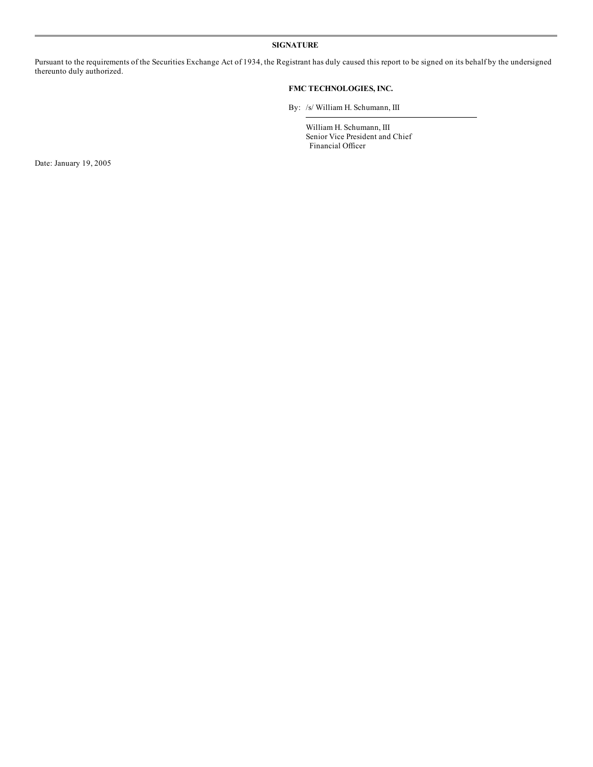**SIGNATURE**

Pursuant to the requirements of the Securities Exchange Act of 1934, the Registrant has duly caused this report to be signed on its behalf by the undersigned thereunto duly authorized.

**FMC TECHNOLOGIES, INC.**

By: /s/ William H. Schumann, III

William H. Schumann, III
Senior Vice President and Chief
Financial Officer

Date: January 19, 2005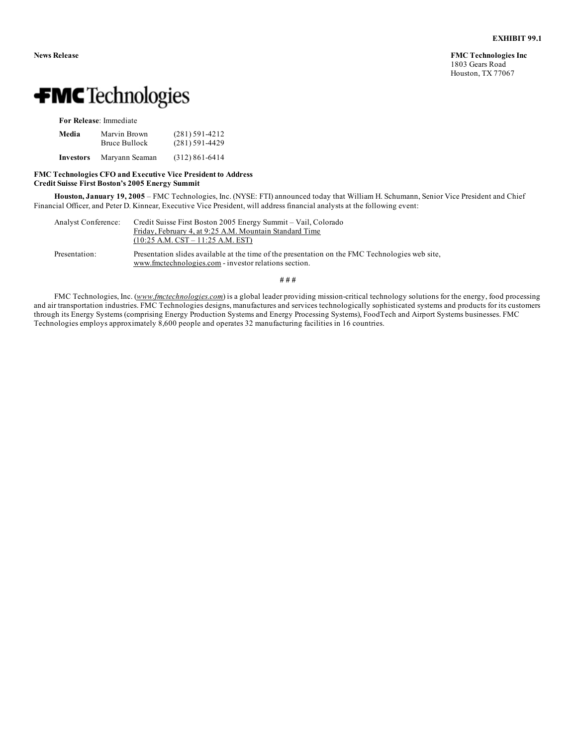**EXHIBIT 99.1**

**News Release**

**FMC Technologies Inc**
1803 Gears Road
Houston, TX 77067

FMC Technologies

**For Release**: Immediate

| | | |
|---|---|---|
| **Media** | Marvin Brown | (281) 591-4212 |
| | Bruce Bullock | (281) 591-4429 |
| **Investors** | Maryann Seaman | (312) 861-6414 |

**FMC Technologies CFO and Executive Vice President to Address Credit Suisse First Boston's 2005 Energy Summit**

**Houston, January 19, 2005** – FMC Technologies, Inc. (NYSE: FTI) announced today that William H. Schumann, Senior Vice President and Chief Financial Officer, and Peter D. Kinnear, Executive Vice President, will address financial analysts at the following event:

| | |
|---|---|
| Analyst Conference: | Credit Suisse First Boston 2005 Energy Summit – Vail, Colorado<br>Friday, February 4, at 9:25 A.M. Mountain Standard Time<br>(10:25 A.M. CST – 11:25 A.M. EST) |
| Presentation: | Presentation slides available at the time of the presentation on the FMC Technologies web site, www.fmctechnologies.com - investor relations section. |

# # #

FMC Technologies, Inc. (*www.fmctechnologies.com*) is a global leader providing mission-critical technology solutions for the energy, food processing and air transportation industries. FMC Technologies designs, manufactures and services technologically sophisticated systems and products for its customers through its Energy Systems (comprising Energy Production Systems and Energy Processing Systems), FoodTech and Airport Systems businesses. FMC Technologies employs approximately 8,600 people and operates 32 manufacturing facilities in 16 countries.